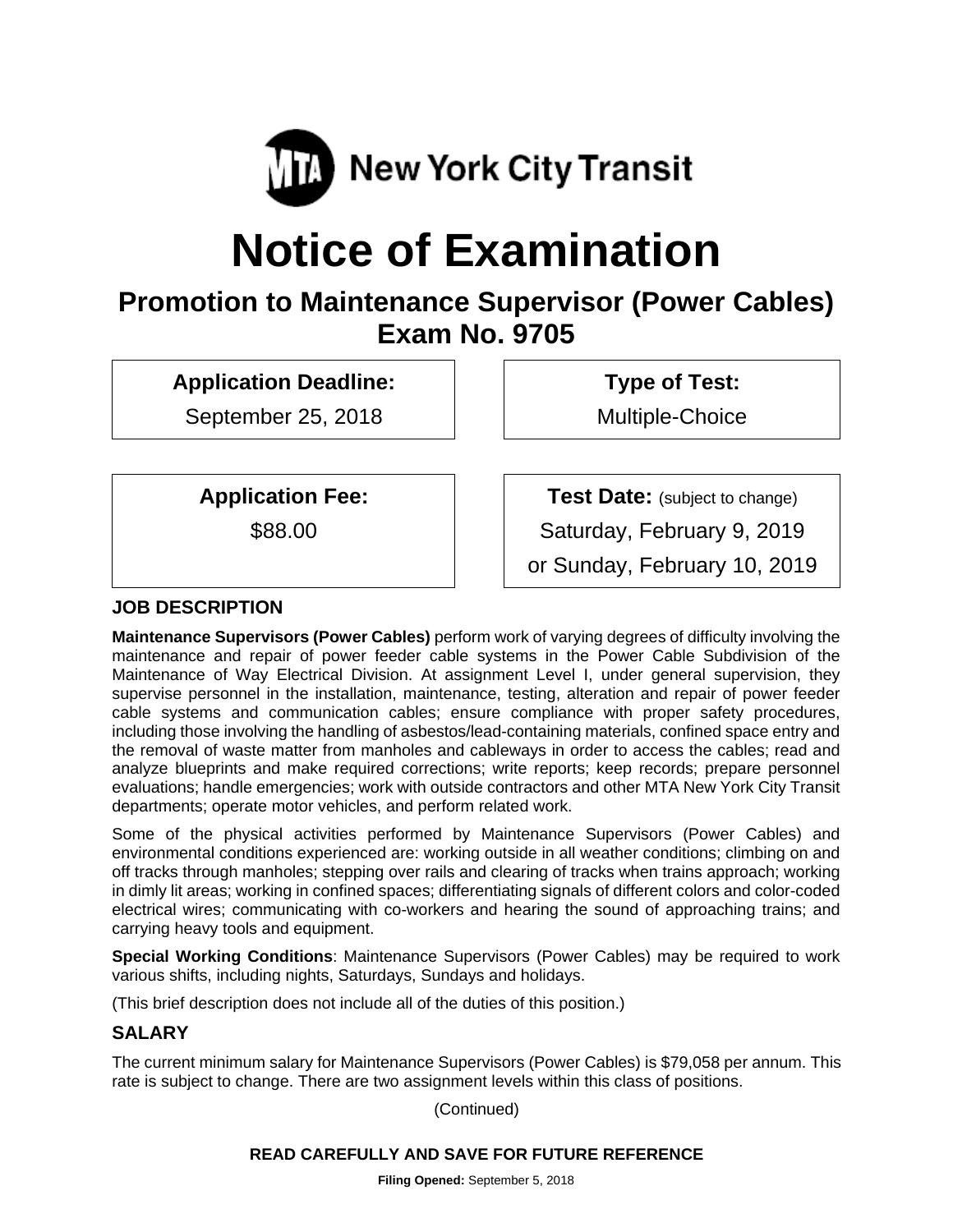MTA New York City Transit

# Notice of Examination

## Promotion to Maintenance Supervisor (Power Cables)
## Exam No. 9705

| **Application Deadline:** | **Type of Test:** |
|---|---|
| September 25, 2018 | Multiple-Choice |

| **Application Fee:** | **Test Date:** (subject to change) |
|---|---|
| $88.00 | Saturday, February 9, 2019 or Sunday, February 10, 2019 |

### JOB DESCRIPTION

**Maintenance Supervisors (Power Cables)** perform work of varying degrees of difficulty involving the maintenance and repair of power feeder cable systems in the Power Cable Subdivision of the Maintenance of Way Electrical Division. At assignment Level I, under general supervision, they supervise personnel in the installation, maintenance, testing, alteration and repair of power feeder cable systems and communication cables; ensure compliance with proper safety procedures, including those involving the handling of asbestos/lead-containing materials, confined space entry and the removal of waste matter from manholes and cableways in order to access the cables; read and analyze blueprints and make required corrections; write reports; keep records; prepare personnel evaluations; handle emergencies; work with outside contractors and other MTA New York City Transit departments; operate motor vehicles, and perform related work.

Some of the physical activities performed by Maintenance Supervisors (Power Cables) and environmental conditions experienced are: working outside in all weather conditions; climbing on and off tracks through manholes; stepping over rails and clearing of tracks when trains approach; working in dimly lit areas; working in confined spaces; differentiating signals of different colors and color-coded electrical wires; communicating with co-workers and hearing the sound of approaching trains; and carrying heavy tools and equipment.

**Special Working Conditions**: Maintenance Supervisors (Power Cables) may be required to work various shifts, including nights, Saturdays, Sundays and holidays.

(This brief description does not include all of the duties of this position.)

### SALARY

The current minimum salary for Maintenance Supervisors (Power Cables) is $79,058 per annum. This rate is subject to change. There are two assignment levels within this class of positions.

(Continued)

**READ CAREFULLY AND SAVE FOR FUTURE REFERENCE**

**Filing Opened:** September 5, 2018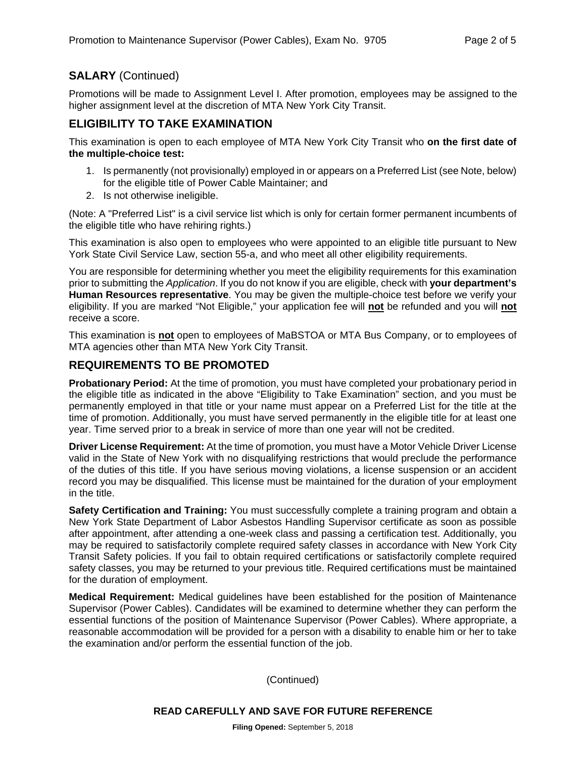## SALARY (Continued)

Promotions will be made to Assignment Level I. After promotion, employees may be assigned to the higher assignment level at the discretion of MTA New York City Transit.

## ELIGIBILITY TO TAKE EXAMINATION

This examination is open to each employee of MTA New York City Transit who **on the first date of the multiple-choice test:**

1. Is permanently (not provisionally) employed in or appears on a Preferred List (see Note, below) for the eligible title of Power Cable Maintainer; and
2. Is not otherwise ineligible.

(Note: A "Preferred List" is a civil service list which is only for certain former permanent incumbents of the eligible title who have rehiring rights.)

This examination is also open to employees who were appointed to an eligible title pursuant to New York State Civil Service Law, section 55-a, and who meet all other eligibility requirements.

You are responsible for determining whether you meet the eligibility requirements for this examination prior to submitting the *Application*. If you do not know if you are eligible, check with **your department's Human Resources representative**. You may be given the multiple-choice test before we verify your eligibility. If you are marked "Not Eligible," your application fee will **not** be refunded and you will **not** receive a score.

This examination is **not** open to employees of MaBSTOA or MTA Bus Company, or to employees of MTA agencies other than MTA New York City Transit.

## REQUIREMENTS TO BE PROMOTED

**Probationary Period:** At the time of promotion, you must have completed your probationary period in the eligible title as indicated in the above "Eligibility to Take Examination" section, and you must be permanently employed in that title or your name must appear on a Preferred List for the title at the time of promotion. Additionally, you must have served permanently in the eligible title for at least one year. Time served prior to a break in service of more than one year will not be credited.

**Driver License Requirement:** At the time of promotion, you must have a Motor Vehicle Driver License valid in the State of New York with no disqualifying restrictions that would preclude the performance of the duties of this title. If you have serious moving violations, a license suspension or an accident record you may be disqualified. This license must be maintained for the duration of your employment in the title.

**Safety Certification and Training:** You must successfully complete a training program and obtain a New York State Department of Labor Asbestos Handling Supervisor certificate as soon as possible after appointment, after attending a one-week class and passing a certification test. Additionally, you may be required to satisfactorily complete required safety classes in accordance with New York City Transit Safety policies. If you fail to obtain required certifications or satisfactorily complete required safety classes, you may be returned to your previous title. Required certifications must be maintained for the duration of employment.

**Medical Requirement:** Medical guidelines have been established for the position of Maintenance Supervisor (Power Cables). Candidates will be examined to determine whether they can perform the essential functions of the position of Maintenance Supervisor (Power Cables). Where appropriate, a reasonable accommodation will be provided for a person with a disability to enable him or her to take the examination and/or perform the essential function of the job.

(Continued)

**READ CAREFULLY AND SAVE FOR FUTURE REFERENCE**

**Filing Opened:** September 5, 2018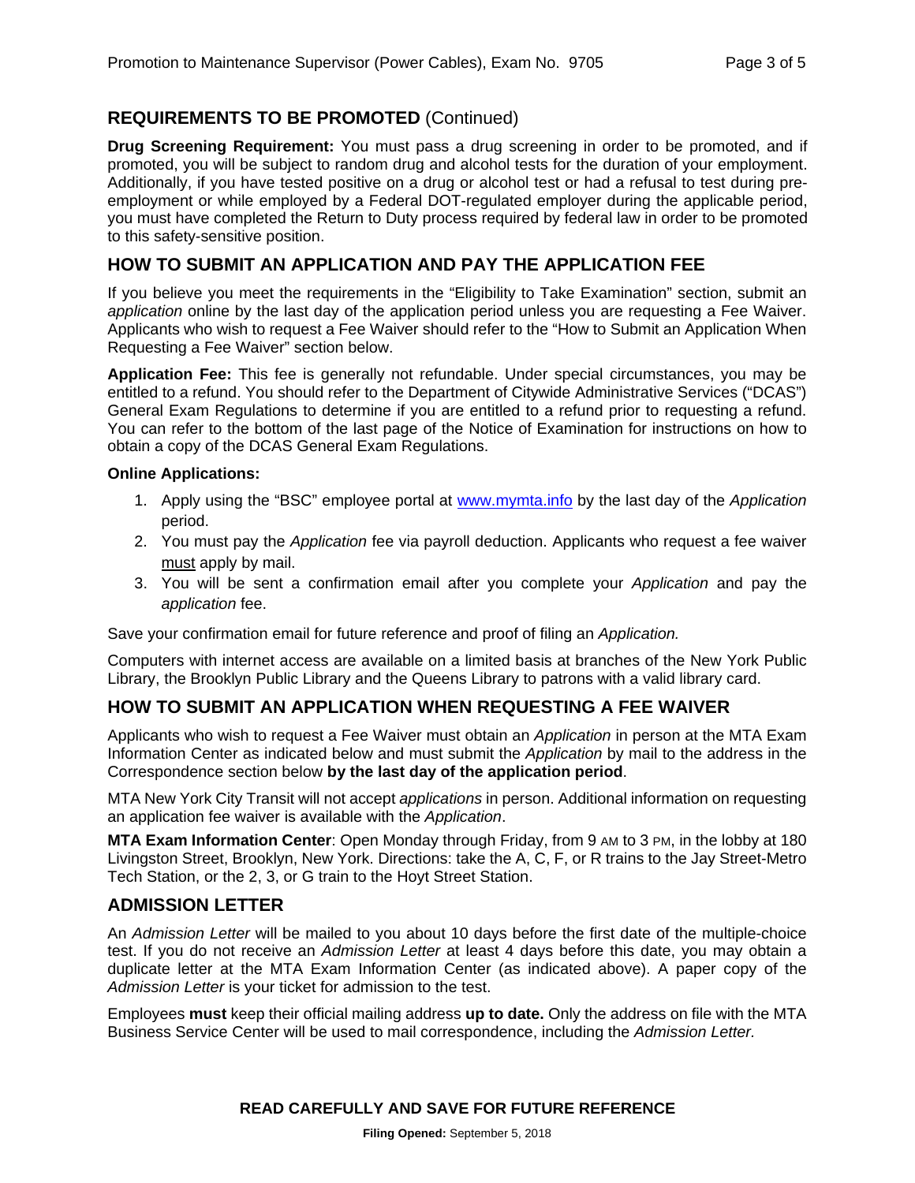## REQUIREMENTS TO BE PROMOTED (Continued)

**Drug Screening Requirement:** You must pass a drug screening in order to be promoted, and if promoted, you will be subject to random drug and alcohol tests for the duration of your employment. Additionally, if you have tested positive on a drug or alcohol test or had a refusal to test during pre-employment or while employed by a Federal DOT-regulated employer during the applicable period, you must have completed the Return to Duty process required by federal law in order to be promoted to this safety-sensitive position.

## HOW TO SUBMIT AN APPLICATION AND PAY THE APPLICATION FEE

If you believe you meet the requirements in the "Eligibility to Take Examination" section, submit an *application* online by the last day of the application period unless you are requesting a Fee Waiver. Applicants who wish to request a Fee Waiver should refer to the "How to Submit an Application When Requesting a Fee Waiver" section below.

**Application Fee:** This fee is generally not refundable. Under special circumstances, you may be entitled to a refund. You should refer to the Department of Citywide Administrative Services ("DCAS") General Exam Regulations to determine if you are entitled to a refund prior to requesting a refund. You can refer to the bottom of the last page of the Notice of Examination for instructions on how to obtain a copy of the DCAS General Exam Regulations.

**Online Applications:**

1. Apply using the "BSC" employee portal at www.mymta.info by the last day of the *Application* period.
2. You must pay the *Application* fee via payroll deduction. Applicants who request a fee waiver must apply by mail.
3. You will be sent a confirmation email after you complete your *Application* and pay the *application* fee.

Save your confirmation email for future reference and proof of filing an *Application.*

Computers with internet access are available on a limited basis at branches of the New York Public Library, the Brooklyn Public Library and the Queens Library to patrons with a valid library card.

## HOW TO SUBMIT AN APPLICATION WHEN REQUESTING A FEE WAIVER

Applicants who wish to request a Fee Waiver must obtain an *Application* in person at the MTA Exam Information Center as indicated below and must submit the *Application* by mail to the address in the Correspondence section below **by the last day of the application period**.

MTA New York City Transit will not accept *applications* in person. Additional information on requesting an application fee waiver is available with the *Application*.

**MTA Exam Information Center**: Open Monday through Friday, from 9 AM to 3 PM, in the lobby at 180 Livingston Street, Brooklyn, New York. Directions: take the A, C, F, or R trains to the Jay Street-Metro Tech Station, or the 2, 3, or G train to the Hoyt Street Station.

## ADMISSION LETTER

An *Admission Letter* will be mailed to you about 10 days before the first date of the multiple-choice test. If you do not receive an *Admission Letter* at least 4 days before this date, you may obtain a duplicate letter at the MTA Exam Information Center (as indicated above). A paper copy of the *Admission Letter* is your ticket for admission to the test.

Employees **must** keep their official mailing address **up to date.** Only the address on file with the MTA Business Service Center will be used to mail correspondence, including the *Admission Letter.*

**READ CAREFULLY AND SAVE FOR FUTURE REFERENCE**

**Filing Opened:** September 5, 2018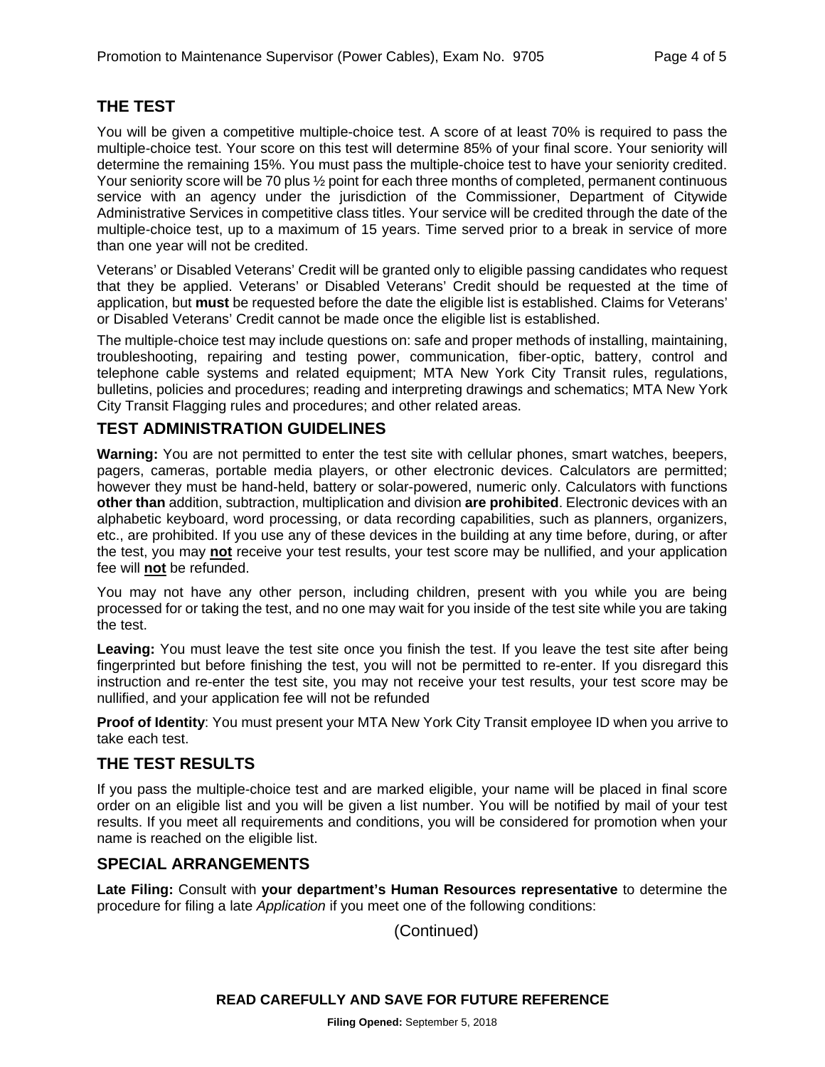## THE TEST

You will be given a competitive multiple-choice test. A score of at least 70% is required to pass the multiple-choice test. Your score on this test will determine 85% of your final score. Your seniority will determine the remaining 15%. You must pass the multiple-choice test to have your seniority credited. Your seniority score will be 70 plus ½ point for each three months of completed, permanent continuous service with an agency under the jurisdiction of the Commissioner, Department of Citywide Administrative Services in competitive class titles. Your service will be credited through the date of the multiple-choice test, up to a maximum of 15 years. Time served prior to a break in service of more than one year will not be credited.

Veterans' or Disabled Veterans' Credit will be granted only to eligible passing candidates who request that they be applied. Veterans' or Disabled Veterans' Credit should be requested at the time of application, but **must** be requested before the date the eligible list is established. Claims for Veterans' or Disabled Veterans' Credit cannot be made once the eligible list is established.

The multiple-choice test may include questions on: safe and proper methods of installing, maintaining, troubleshooting, repairing and testing power, communication, fiber-optic, battery, control and telephone cable systems and related equipment; MTA New York City Transit rules, regulations, bulletins, policies and procedures; reading and interpreting drawings and schematics; MTA New York City Transit Flagging rules and procedures; and other related areas.

## TEST ADMINISTRATION GUIDELINES

**Warning:** You are not permitted to enter the test site with cellular phones, smart watches, beepers, pagers, cameras, portable media players, or other electronic devices. Calculators are permitted; however they must be hand-held, battery or solar-powered, numeric only. Calculators with functions **other than** addition, subtraction, multiplication and division **are prohibited**. Electronic devices with an alphabetic keyboard, word processing, or data recording capabilities, such as planners, organizers, etc., are prohibited. If you use any of these devices in the building at any time before, during, or after the test, you may **not** receive your test results, your test score may be nullified, and your application fee will **not** be refunded.

You may not have any other person, including children, present with you while you are being processed for or taking the test, and no one may wait for you inside of the test site while you are taking the test.

**Leaving:** You must leave the test site once you finish the test. If you leave the test site after being fingerprinted but before finishing the test, you will not be permitted to re-enter. If you disregard this instruction and re-enter the test site, you may not receive your test results, your test score may be nullified, and your application fee will not be refunded

**Proof of Identity**: You must present your MTA New York City Transit employee ID when you arrive to take each test.

## THE TEST RESULTS

If you pass the multiple-choice test and are marked eligible, your name will be placed in final score order on an eligible list and you will be given a list number. You will be notified by mail of your test results. If you meet all requirements and conditions, you will be considered for promotion when your name is reached on the eligible list.

## SPECIAL ARRANGEMENTS

**Late Filing:** Consult with **your department's Human Resources representative** to determine the procedure for filing a late *Application* if you meet one of the following conditions:

(Continued)

**READ CAREFULLY AND SAVE FOR FUTURE REFERENCE**

**Filing Opened:** September 5, 2018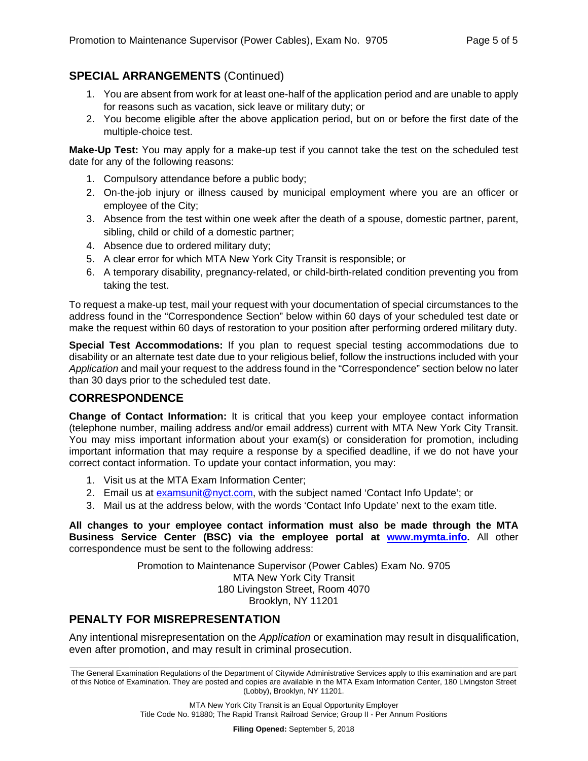## SPECIAL ARRANGEMENTS (Continued)

1. You are absent from work for at least one-half of the application period and are unable to apply for reasons such as vacation, sick leave or military duty; or
2. You become eligible after the above application period, but on or before the first date of the multiple-choice test.

**Make-Up Test:** You may apply for a make-up test if you cannot take the test on the scheduled test date for any of the following reasons:

1. Compulsory attendance before a public body;
2. On-the-job injury or illness caused by municipal employment where you are an officer or employee of the City;
3. Absence from the test within one week after the death of a spouse, domestic partner, parent, sibling, child or child of a domestic partner;
4. Absence due to ordered military duty;
5. A clear error for which MTA New York City Transit is responsible; or
6. A temporary disability, pregnancy-related, or child-birth-related condition preventing you from taking the test.

To request a make-up test, mail your request with your documentation of special circumstances to the address found in the "Correspondence Section" below within 60 days of your scheduled test date or make the request within 60 days of restoration to your position after performing ordered military duty.

**Special Test Accommodations:** If you plan to request special testing accommodations due to disability or an alternate test date due to your religious belief, follow the instructions included with your *Application* and mail your request to the address found in the "Correspondence" section below no later than 30 days prior to the scheduled test date.

## CORRESPONDENCE

**Change of Contact Information:** It is critical that you keep your employee contact information (telephone number, mailing address and/or email address) current with MTA New York City Transit. You may miss important information about your exam(s) or consideration for promotion, including important information that may require a response by a specified deadline, if we do not have your correct contact information. To update your contact information, you may:

1. Visit us at the MTA Exam Information Center;
2. Email us at examsunit@nyct.com, with the subject named 'Contact Info Update'; or
3. Mail us at the address below, with the words 'Contact Info Update' next to the exam title.

**All changes to your employee contact information must also be made through the MTA Business Service Center (BSC) via the employee portal at www.mymta.info.** All other correspondence must be sent to the following address:

Promotion to Maintenance Supervisor (Power Cables) Exam No. 9705
MTA New York City Transit
180 Livingston Street, Room 4070
Brooklyn, NY 11201

## PENALTY FOR MISREPRESENTATION

Any intentional misrepresentation on the *Application* or examination may result in disqualification, even after promotion, and may result in criminal prosecution.

---

The General Examination Regulations of the Department of Citywide Administrative Services apply to this examination and are part of this Notice of Examination. They are posted and copies are available in the MTA Exam Information Center, 180 Livingston Street (Lobby), Brooklyn, NY 11201.

MTA New York City Transit is an Equal Opportunity Employer
Title Code No. 91880; The Rapid Transit Railroad Service; Group II - Per Annum Positions

**Filing Opened:** September 5, 2018